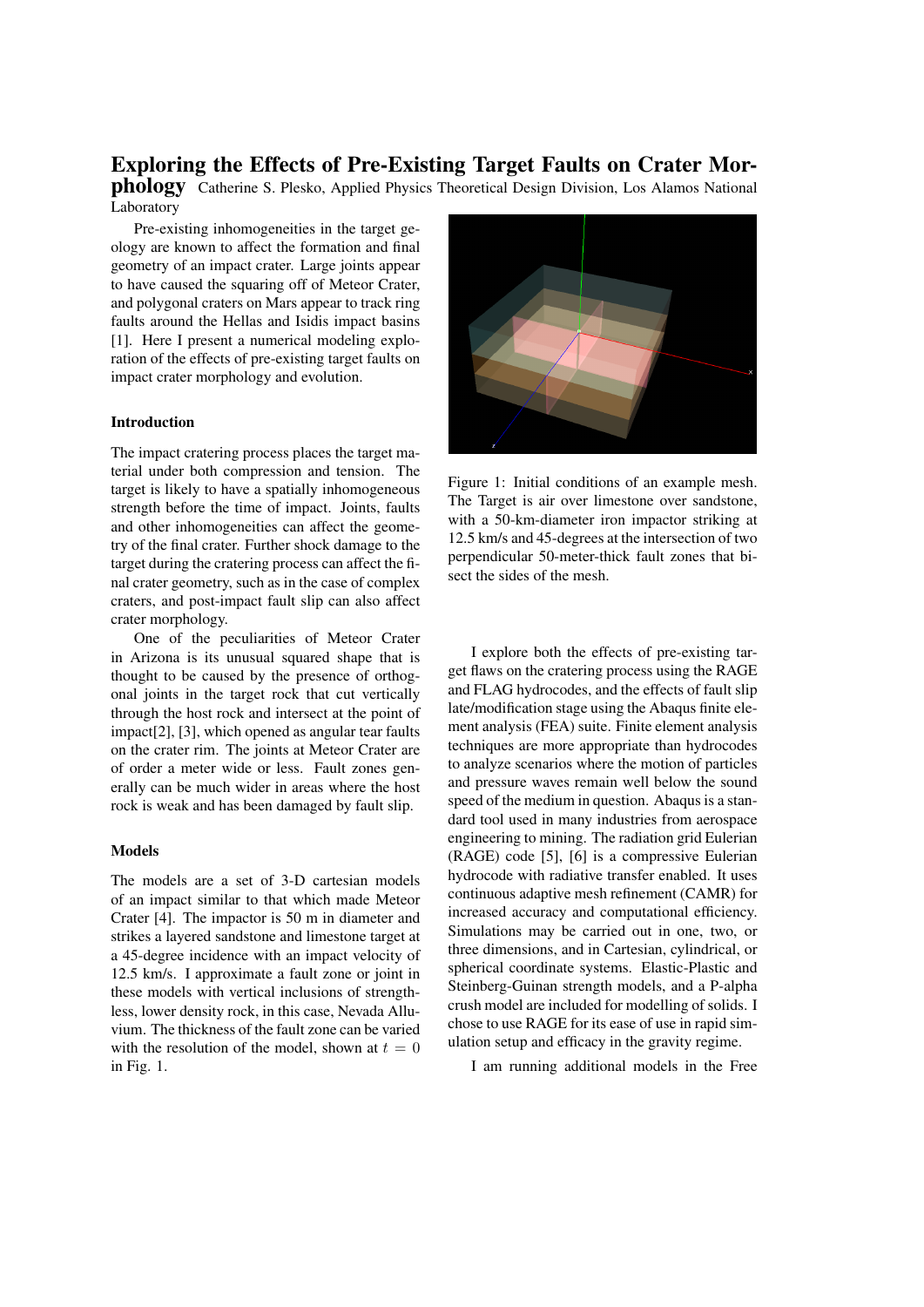# Exploring the Effects of Pre-Existing Target Faults on Crater Morphology

Catherine S. Plesko, Applied Physics Theoretical Design Division, Los Alamos National Laboratory

Pre-existing inhomogeneities in the target geology are known to affect the formation and final geometry of an impact crater. Large joints appear to have caused the squaring off of Meteor Crater, and polygonal craters on Mars appear to track ring faults around the Hellas and Isidis impact basins [1]. Here I present a numerical modeling exploration of the effects of pre-existing target faults on impact crater morphology and evolution.

### Introduction

The impact cratering process places the target material under both compression and tension. The target is likely to have a spatially inhomogeneous strength before the time of impact. Joints, faults and other inhomogeneities can affect the geometry of the final crater. Further shock damage to the target during the cratering process can affect the final crater geometry, such as in the case of complex craters, and post-impact fault slip can also affect crater morphology.

One of the peculiarities of Meteor Crater in Arizona is its unusual squared shape that is thought to be caused by the presence of orthogonal joints in the target rock that cut vertically through the host rock and intersect at the point of impact[2], [3], which opened as angular tear faults on the crater rim. The joints at Meteor Crater are of order a meter wide or less. Fault zones generally can be much wider in areas where the host rock is weak and has been damaged by fault slip.

### Models

The models are a set of 3-D cartesian models of an impact similar to that which made Meteor Crater [4]. The impactor is 50 m in diameter and strikes a layered sandstone and limestone target at a 45-degree incidence with an impact velocity of 12.5 km/s. I approximate a fault zone or joint in these models with vertical inclusions of strengthless, lower density rock, in this case, Nevada Alluvium. The thickness of the fault zone can be varied with the resolution of the model, shown at $t = 0$ in Fig. 1.

Figure 1: Initial conditions of an example mesh. The Target is air over limestone over sandstone, with a 50-km-diameter iron impactor striking at 12.5 km/s and 45-degrees at the intersection of two perpendicular 50-meter-thick fault zones that bisect the sides of the mesh.

I explore both the effects of pre-existing target flaws on the cratering process using the RAGE and FLAG hydrocodes, and the effects of fault slip late/modification stage using the Abaqus finite element analysis (FEA) suite. Finite element analysis techniques are more appropriate than hydrocodes to analyze scenarios where the motion of particles and pressure waves remain well below the sound speed of the medium in question. Abaqus is a standard tool used in many industries from aerospace engineering to mining. The radiation grid Eulerian (RAGE) code [5], [6] is a compressive Eulerian hydrocode with radiative transfer enabled. It uses continuous adaptive mesh refinement (CAMR) for increased accuracy and computational efficiency. Simulations may be carried out in one, two, or three dimensions, and in Cartesian, cylindrical, or spherical coordinate systems. Elastic-Plastic and Steinberg-Guinan strength models, and a P-alpha crush model are included for modelling of solids. I chose to use RAGE for its ease of use in rapid simulation setup and efficacy in the gravity regime.

I am running additional models in the Free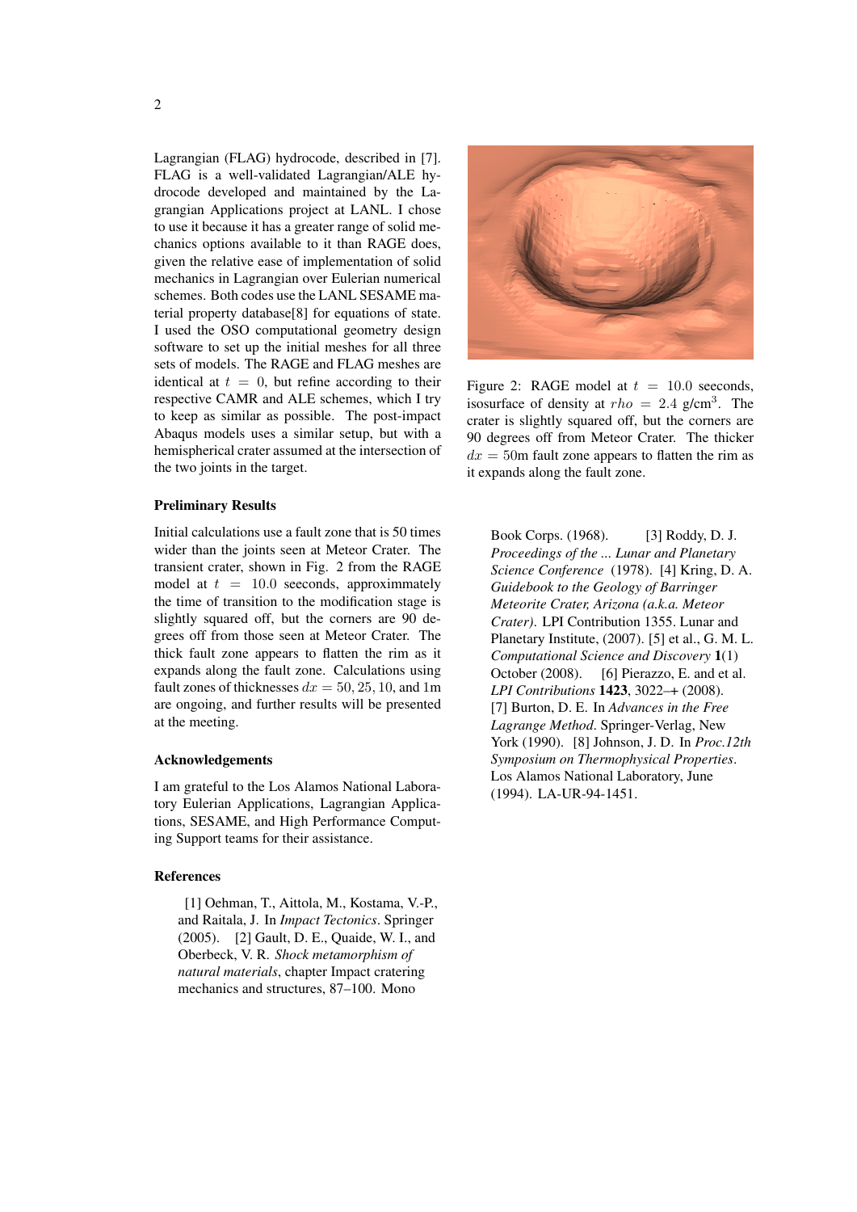Lagrangian (FLAG) hydrocode, described in [7]. FLAG is a well-validated Lagrangian/ALE hydrocode developed and maintained by the Lagrangian Applications project at LANL. I chose to use it because it has a greater range of solid mechanics options available to it than RAGE does, given the relative ease of implementation of solid mechanics in Lagrangian over Eulerian numerical schemes. Both codes use the LANL SESAME material property database[8] for equations of state. I used the OSO computational geometry design software to set up the initial meshes for all three sets of models. The RAGE and FLAG meshes are identical at $t = 0$, but refine according to their respective CAMR and ALE schemes, which I try to keep as similar as possible. The post-impact Abaqus models uses a similar setup, but with a hemispherical crater assumed at the intersection of the two joints in the target.

**Preliminary Results**

Initial calculations use a fault zone that is 50 times wider than the joints seen at Meteor Crater. The transient crater, shown in Fig. 2 from the RAGE model at $t = 10.0$ seeconds, approximmately the time of transition to the modification stage is slightly squared off, but the corners are 90 degrees off from those seen at Meteor Crater. The thick fault zone appears to flatten the rim as it expands along the fault zone. Calculations using fault zones of thicknesses $dx = 50, 25, 10$, and 1m are ongoing, and further results will be presented at the meeting.

Figure 2: RAGE model at $t = 10.0$ seeconds, isosurface of density at $rho = 2.4$ g/cm$^3$. The crater is slightly squared off, but the corners are 90 degrees off from Meteor Crater. The thicker $dx = 50$m fault zone appears to flatten the rim as it expands along the fault zone.

**Acknowledgements**

I am grateful to the Los Alamos National Laboratory Eulerian Applications, Lagrangian Applications, SESAME, and High Performance Computing Support teams for their assistance.

**References**

[1] Oehman, T., Aittola, M., Kostama, V.-P., and Raitala, J. In *Impact Tectonics*. Springer (2005). [2] Gault, D. E., Quaide, W. I., and Oberbeck, V. R. *Shock metamorphism of natural materials*, chapter Impact cratering mechanics and structures, 87–100. Mono Book Corps. (1968). [3] Roddy, D. J. *Proceedings of the ... Lunar and Planetary Science Conference* (1978). [4] Kring, D. A. *Guidebook to the Geology of Barringer Meteorite Crater, Arizona (a.k.a. Meteor Crater)*. LPI Contribution 1355. Lunar and Planetary Institute, (2007). [5] et al., G. M. L. *Computational Science and Discovery* **1**(1) October (2008). [6] Pierazzo, E. and et al. *LPI Contributions* **1423**, 3022–+ (2008). [7] Burton, D. E. In *Advances in the Free Lagrange Method*. Springer-Verlag, New York (1990). [8] Johnson, J. D. In *Proc.12th Symposium on Thermophysical Properties*. Los Alamos National Laboratory, June (1994). LA-UR-94-1451.